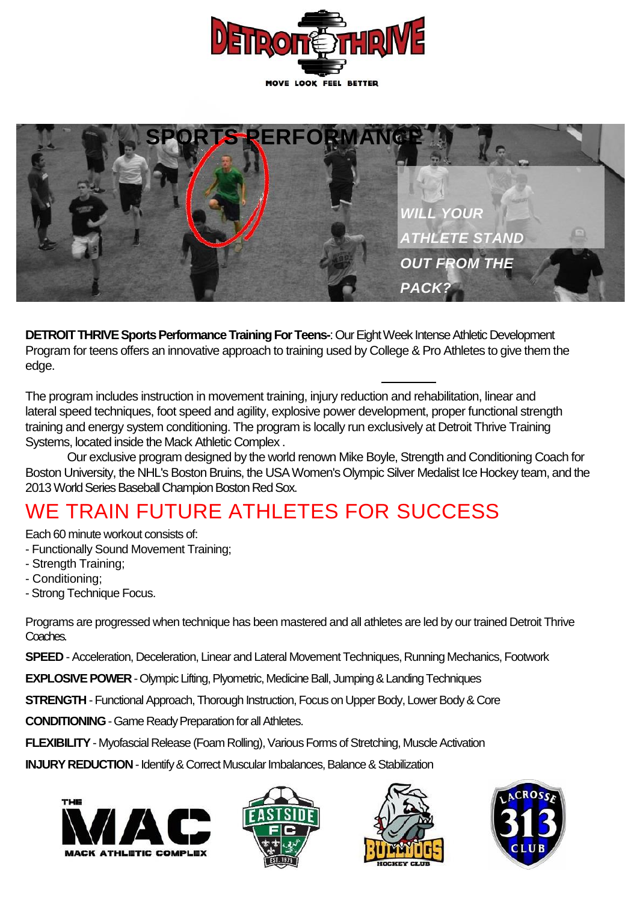# DETROIT THRIVE

MOVE LOOK FEEL BETTER

## SPORTS PERFORMANCE

*WILL YOUR ATHLETE STAND OUT FROM THE PACK?*

**DETROIT THRIVE Sports Performance Training For Teens-**: Our Eight Week Intense Athletic Development Program for teens offers an innovative approach to training used by College & Pro Athletes to give them the edge.

The program includes instruction in movement training, injury reduction and rehabilitation, linear and lateral speed techniques, foot speed and agility, explosive power development, proper functional strength training and energy system conditioning. The program is locally run exclusively at Detroit Thrive Training Systems, located inside the Mack Athletic Complex .

Our exclusive program designed by the world renown Mike Boyle, Strength and Conditioning Coach for Boston University, the NHL's Boston Bruins, the USA Women's Olympic Silver Medalist Ice Hockey team, and the 2013 World Series Baseball Champion Boston Red Sox.

## WE TRAIN FUTURE ATHLETES FOR SUCCESS

Each 60 minute workout consists of:
- Functionally Sound Movement Training;
- Strength Training;
- Conditioning;
- Strong Technique Focus.

Programs are progressed when technique has been mastered and all athletes are led by our trained Detroit Thrive Coaches.

**SPEED** - Acceleration, Deceleration, Linear and Lateral Movement Techniques, Running Mechanics, Footwork

**EXPLOSIVE POWER** - Olympic Lifting, Plyometric, Medicine Ball, Jumping & Landing Techniques

**STRENGTH** - Functional Approach, Thorough Instruction, Focus on Upper Body, Lower Body & Core

**CONDITIONING** - Game Ready Preparation for all Athletes.

**FLEXIBILITY** - Myofascial Release (Foam Rolling), Various Forms of Stretching, Muscle Activation

**INJURY REDUCTION** - Identify & Correct Muscular Imbalances, Balance & Stabilization

THE MAC MACK ATHLETIC COMPLEX

EASTSIDE FC EST. 1976

BULLDOGS HOCKEY CLUB

LACROSSE 313 CLUB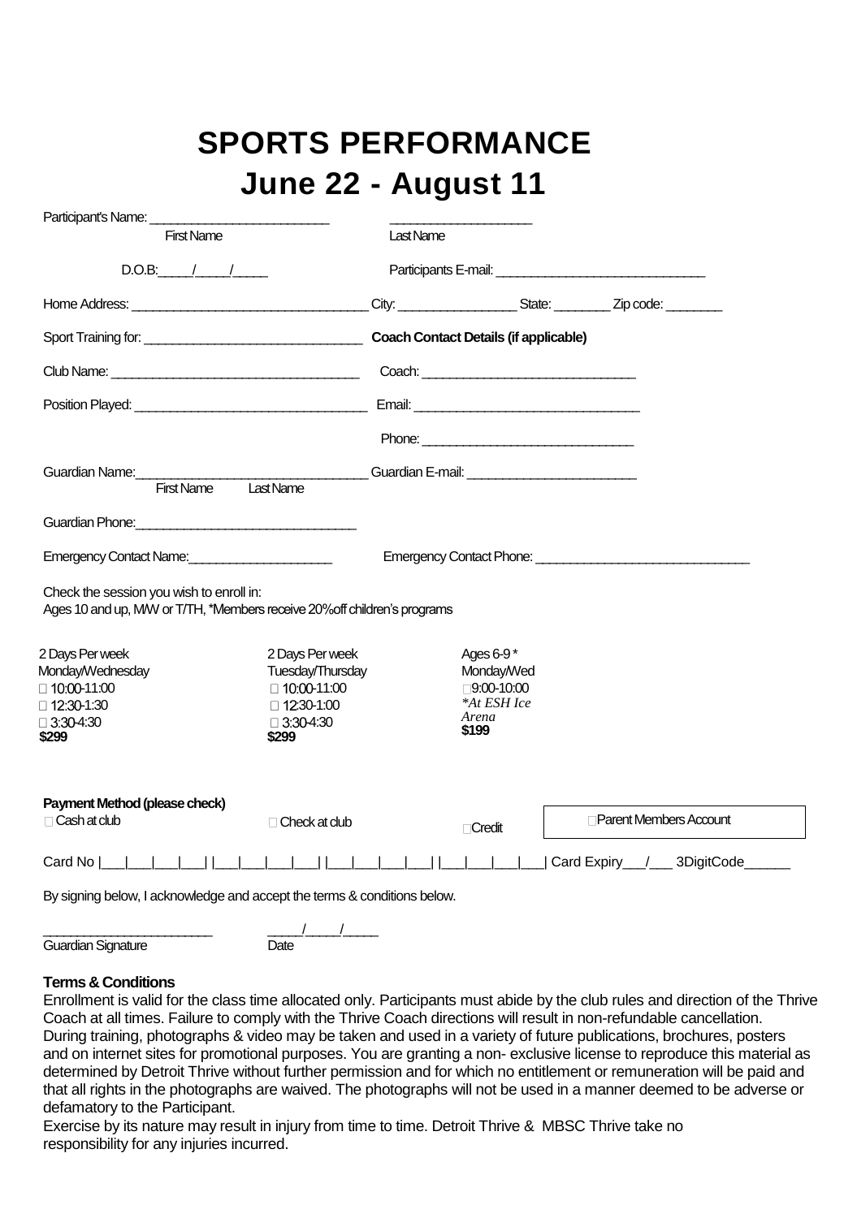# SPORTS PERFORMANCE
# June 22 - August 11

Participant's Name: ________________________ ____________________

First Name Last Name

D.O.B:_____/_____/_____ Participants E-mail: _____________________________

Home Address: _________________________________ City: ________________ State: ________ Zip code: ________

Sport Training for: ______________________________ **Coach Contact Details (if applicable)**

Club Name: ___________________________________ Coach: _____________________________

Position Played: _________________________________ Email: _______________________________

Phone: _____________________________

Guardian Name:________________________________ Guardian E-mail: _______________________

First Name Last Name

Guardian Phone:________________________________

Emergency Contact Name:____________________ Emergency Contact Phone: ______________________________

Check the session you wish to enroll in:
Ages 10 and up, M/W or T/TH, *Members receive 20%off children's programs

| 2 Days Per week | 2 Days Per week | Ages 6-9 * |
|---|---|---|
| Monday/Wednesday | Tuesday/Thursday | Monday/Wed |
| ☐ 10:00-11:00 | ☐ 10:00-11:00 | ☐9:00-10:00 |
| ☐ 12:30-1:30 | ☐ 12:30-1:00 | *\*At ESH Ice Arena* |
| ☐ 3:30-4:30 | ☐ 3:30-4:30 | |
| **$299** | **$299** | **$199** |

**Payment Method (please check)**

☐ Cash at club ☐ Check at club ☐Credit ☐Parent Members Account

Card No |___|___|___|___| |___|___|___|___| |___|___|___|___| |___|___|___|___| Card Expiry___/___ 3DigitCode______

By signing below, I acknowledge and accept the terms & conditions below.

______________________ _____/_____/_____

Guardian Signature Date

**Terms & Conditions**

Enrollment is valid for the class time allocated only. Participants must abide by the club rules and direction of the Thrive Coach at all times. Failure to comply with the Thrive Coach directions will result in non-refundable cancellation.
During training, photographs & video may be taken and used in a variety of future publications, brochures, posters and on internet sites for promotional purposes. You are granting a non- exclusive license to reproduce this material as determined by Detroit Thrive without further permission and for which no entitlement or remuneration will be paid and that all rights in the photographs are waived. The photographs will not be used in a manner deemed to be adverse or defamatory to the Participant.
Exercise by its nature may result in injury from time to time. Detroit Thrive & MBSC Thrive take no responsibility for any injuries incurred.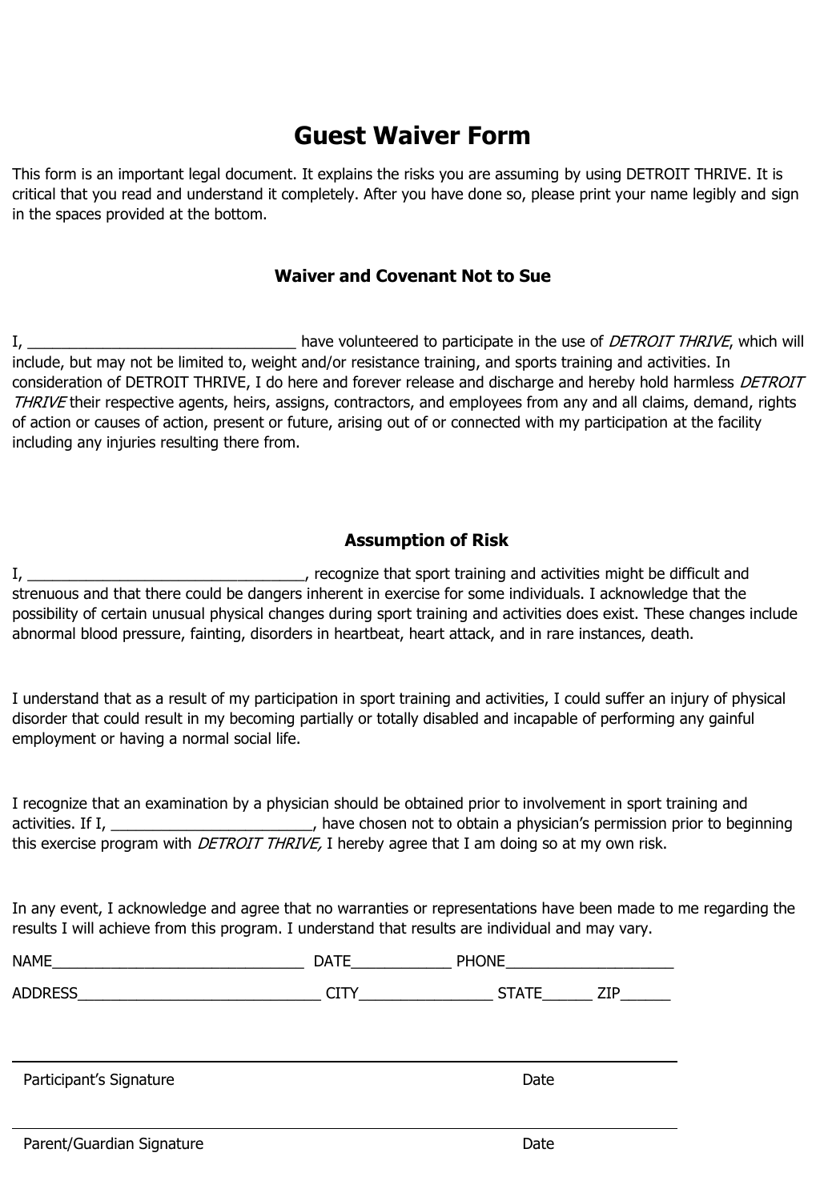# Guest Waiver Form

This form is an important legal document. It explains the risks you are assuming by using DETROIT THRIVE. It is critical that you read and understand it completely. After you have done so, please print your name legibly and sign in the spaces provided at the bottom.

### Waiver and Covenant Not to Sue

I, ________________________________ have volunteered to participate in the use of *DETROIT THRIVE*, which will include, but may not be limited to, weight and/or resistance training, and sports training and activities. In consideration of DETROIT THRIVE, I do here and forever release and discharge and hereby hold harmless *DETROIT THRIVE* their respective agents, heirs, assigns, contractors, and employees from any and all claims, demand, rights of action or causes of action, present or future, arising out of or connected with my participation at the facility including any injuries resulting there from.

### Assumption of Risk

I, ________________________________, recognize that sport training and activities might be difficult and strenuous and that there could be dangers inherent in exercise for some individuals. I acknowledge that the possibility of certain unusual physical changes during sport training and activities does exist. These changes include abnormal blood pressure, fainting, disorders in heartbeat, heart attack, and in rare instances, death.

I understand that as a result of my participation in sport training and activities, I could suffer an injury of physical disorder that could result in my becoming partially or totally disabled and incapable of performing any gainful employment or having a normal social life.

I recognize that an examination by a physician should be obtained prior to involvement in sport training and activities. If I, ________________________, have chosen not to obtain a physician's permission prior to beginning this exercise program with *DETROIT THRIVE,* I hereby agree that I am doing so at my own risk.

In any event, I acknowledge and agree that no warranties or representations have been made to me regarding the results I will achieve from this program. I understand that results are individual and may vary.

NAME______________________________ DATE____________ PHONE____________________

ADDRESS_____________________________ CITY________________ STATE______ ZIP______

______________________________________________________________

Participant's Signature                                        Date

______________________________________________________________

Parent/Guardian Signature                                        Date